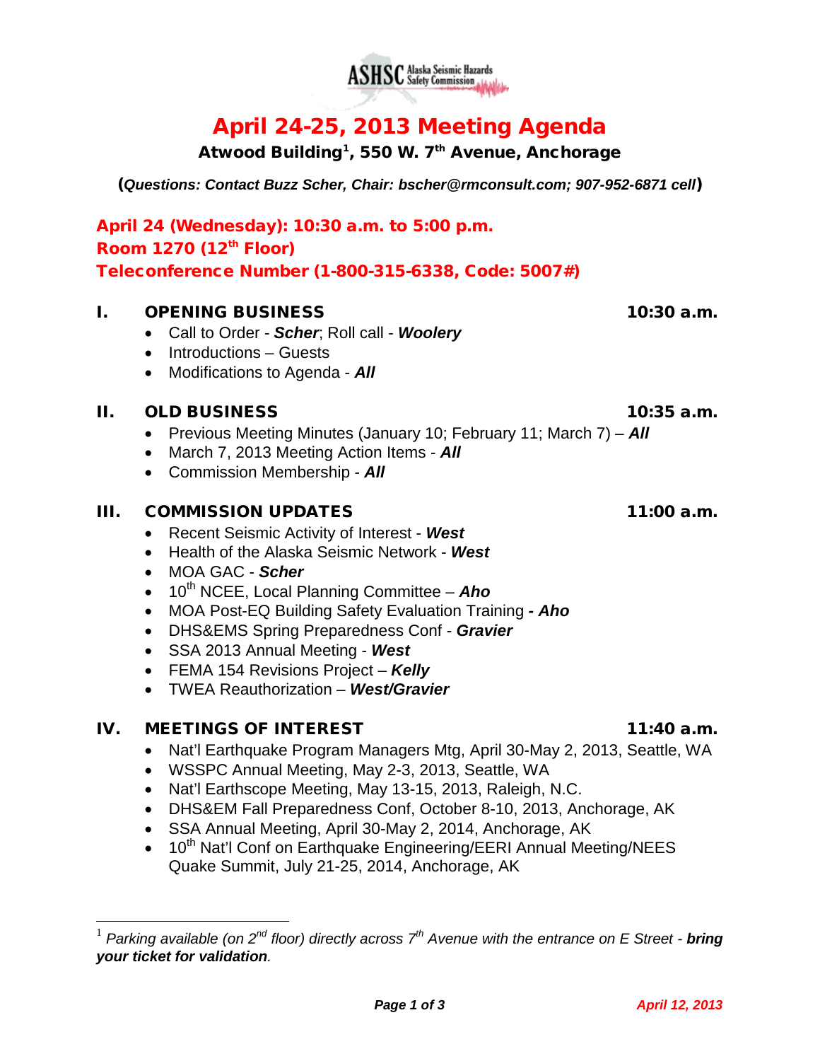# April 24-25, 2013 Meeting Agenda

**Atwood Building[1], 550 W. 7th Avenue, Anchorage**

(*Questions: Contact Buzz Scher, Chair: bscher@rmconsult.com; 907-952-6871 cell*)

## April 24 (Wednesday): 10:30 a.m. to 5:00 p.m.
## Room 1270 (12th Floor)
## Teleconference Number (1-800-315-6338, Code: 5007#)

### I. OPENING BUSINESS — 10:30 a.m.

- Call to Order - ***Scher***; Roll call - ***Woolery***
- Introductions – Guests
- Modifications to Agenda - ***All***

### II. OLD BUSINESS — 10:35 a.m.

- Previous Meeting Minutes (January 10; February 11; March 7) – ***All***
- March 7, 2013 Meeting Action Items - ***All***
- Commission Membership - ***All***

### III. COMMISSION UPDATES — 11:00 a.m.

- Recent Seismic Activity of Interest - ***West***
- Health of the Alaska Seismic Network - ***West***
- MOA GAC - ***Scher***
- 10th NCEE, Local Planning Committee – ***Aho***
- MOA Post-EQ Building Safety Evaluation Training **- *Aho***
- DHS&EMS Spring Preparedness Conf - ***Gravier***
- SSA 2013 Annual Meeting - ***West***
- FEMA 154 Revisions Project – ***Kelly***
- TWEA Reauthorization – ***West/Gravier***

### IV. MEETINGS OF INTEREST — 11:40 a.m.

- Nat'l Earthquake Program Managers Mtg, April 30-May 2, 2013, Seattle, WA
- WSSPC Annual Meeting, May 2-3, 2013, Seattle, WA
- Nat'l Earthscope Meeting, May 13-15, 2013, Raleigh, N.C.
- DHS&EM Fall Preparedness Conf, October 8-10, 2013, Anchorage, AK
- SSA Annual Meeting, April 30-May 2, 2014, Anchorage, AK
- 10th Nat'l Conf on Earthquake Engineering/EERI Annual Meeting/NEES Quake Summit, July 21-25, 2014, Anchorage, AK

---

[1] *Parking available (on 2nd floor) directly across 7th Avenue with the entrance on E Street - **bring your ticket for validation**.*

*April 12, 2013*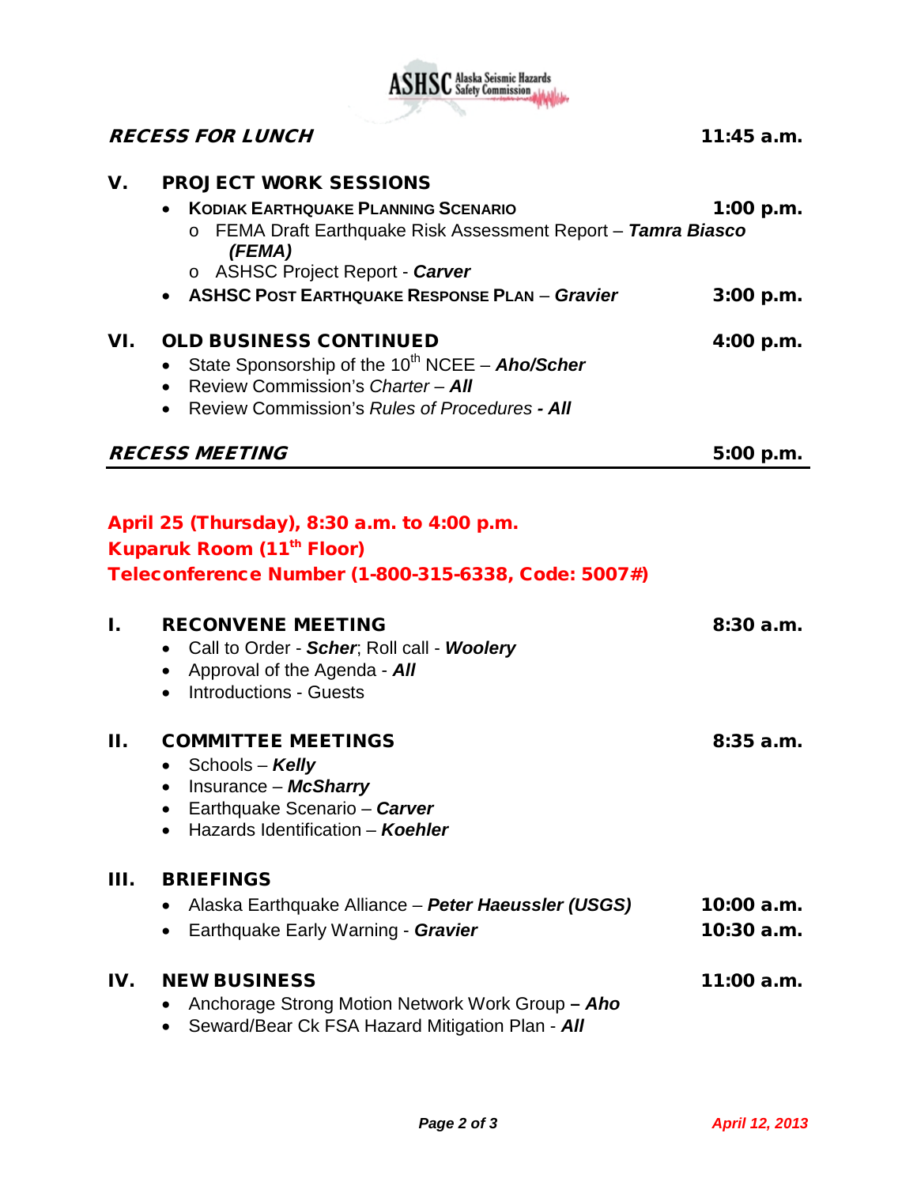**RECESS FOR LUNCH** **11:45 a.m.**

## V. PROJECT WORK SESSIONS

- **KODIAK EARTHQUAKE PLANNING SCENARIO** **1:00 p.m.**
  - FEMA Draft Earthquake Risk Assessment Report – ***Tamra Biasco (FEMA)***
  - ASHSC Project Report - ***Carver***
- **ASHSC POST EARTHQUAKE RESPONSE PLAN** – ***Gravier*** **3:00 p.m.**

## VI. OLD BUSINESS CONTINUED **4:00 p.m.**

- State Sponsorship of the 10th NCEE – ***Aho/Scher***
- Review Commission's *Charter* – ***All***
- Review Commission's *Rules of Procedures* - ***All***

**RECESS MEETING** **5:00 p.m.**

---

**April 25 (Thursday), 8:30 a.m. to 4:00 p.m.**
**Kuparuk Room (11th Floor)**
**Teleconference Number (1-800-315-6338, Code: 5007#)**

## I. RECONVENE MEETING **8:30 a.m.**

- Call to Order - ***Scher***; Roll call - ***Woolery***
- Approval of the Agenda - ***All***
- Introductions - Guests

## II. COMMITTEE MEETINGS **8:35 a.m.**

- Schools – ***Kelly***
- Insurance – ***McSharry***
- Earthquake Scenario – ***Carver***
- Hazards Identification – ***Koehler***

## III. BRIEFINGS

- Alaska Earthquake Alliance – ***Peter Haeussler (USGS)*** **10:00 a.m.**
- Earthquake Early Warning - ***Gravier*** **10:30 a.m.**

## IV. NEW BUSINESS **11:00 a.m.**

- Anchorage Strong Motion Network Work Group ***– Aho***
- Seward/Bear Ck FSA Hazard Mitigation Plan - ***All***

*April 12, 2013*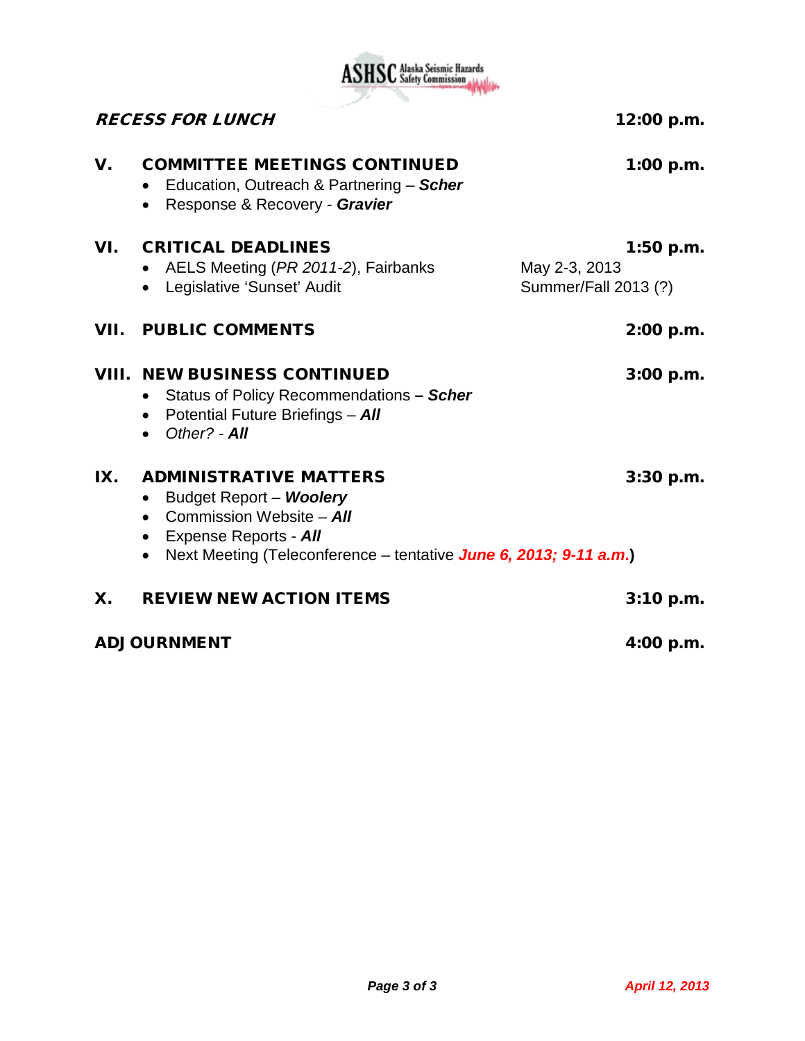***RECESS FOR LUNCH*** **12:00 p.m.**

## V. COMMITTEE MEETINGS CONTINUED **1:00 p.m.**

- Education, Outreach & Partnering – ***Scher***
- Response & Recovery - ***Gravier***

## VI. CRITICAL DEADLINES **1:50 p.m.**

- AELS Meeting (*PR 2011-2*), Fairbanks — May 2-3, 2013
- Legislative 'Sunset' Audit — Summer/Fall 2013 (?)

## VII. PUBLIC COMMENTS **2:00 p.m.**

## VIII. NEW BUSINESS CONTINUED **3:00 p.m.**

- Status of Policy Recommendations **–** ***Scher***
- Potential Future Briefings – ***All***
- *Other?* - ***All***

## IX. ADMINISTRATIVE MATTERS **3:30 p.m.**

- Budget Report – ***Woolery***
- Commission Website – ***All***
- Expense Reports - ***All***
- Next Meeting (Teleconference – tentative ***June 6, 2013; 9-11 a.m.*****)**

## X. REVIEW NEW ACTION ITEMS **3:10 p.m.**

**ADJOURNMENT** **4:00 p.m.**

***April 12, 2013***